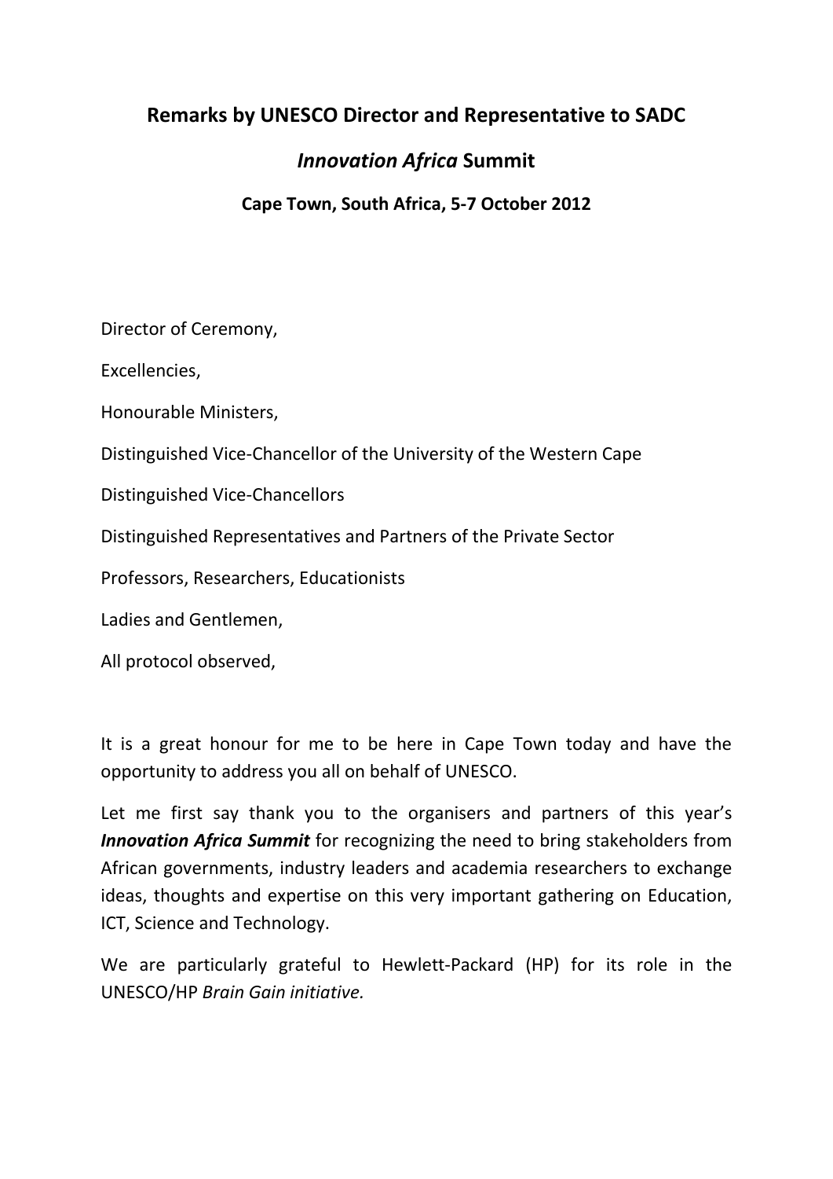# Remarks by UNESCO Director and Representative to SADC

## *Innovation Africa* Summit

### Cape Town, South Africa, 5-7 October 2012

Director of Ceremony,

Excellencies,

Honourable Ministers,

Distinguished Vice-Chancellor of the University of the Western Cape

Distinguished Vice-Chancellors

Distinguished Representatives and Partners of the Private Sector

Professors, Researchers, Educationists

Ladies and Gentlemen,

All protocol observed,

It is a great honour for me to be here in Cape Town today and have the opportunity to address you all on behalf of UNESCO.

Let me first say thank you to the organisers and partners of this year's ***Innovation Africa Summit*** for recognizing the need to bring stakeholders from African governments, industry leaders and academia researchers to exchange ideas, thoughts and expertise on this very important gathering on Education, ICT, Science and Technology.

We are particularly grateful to Hewlett-Packard (HP) for its role in the UNESCO/HP *Brain Gain initiative.*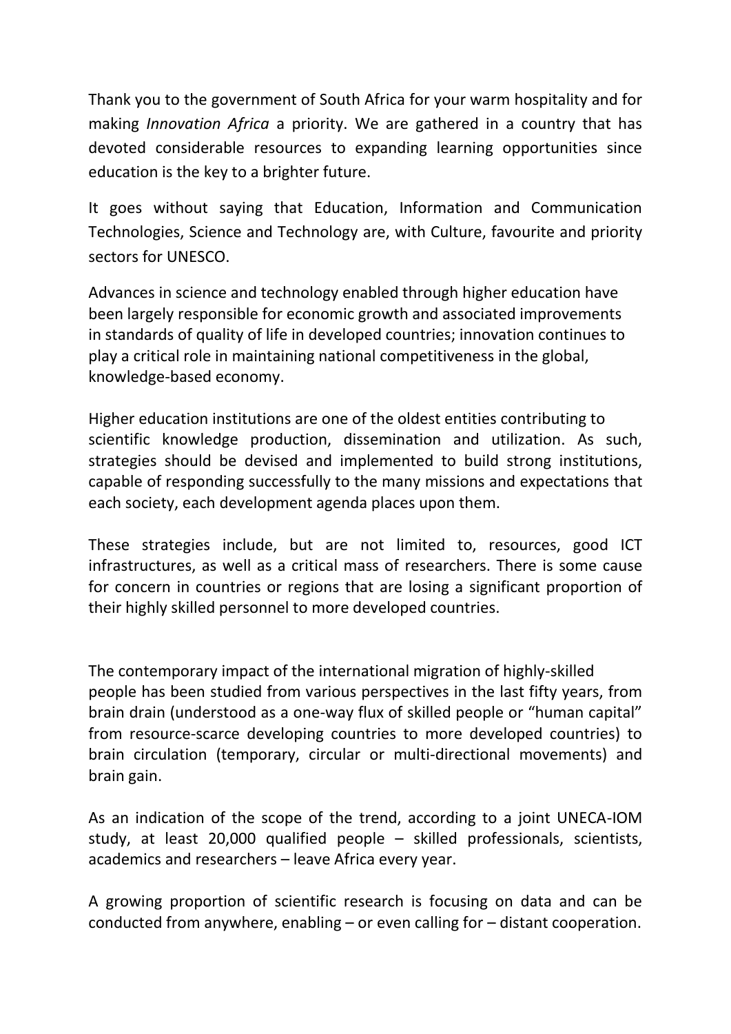Thank you to the government of South Africa for your warm hospitality and for making *Innovation Africa* a priority. We are gathered in a country that has devoted considerable resources to expanding learning opportunities since education is the key to a brighter future.

It goes without saying that Education, Information and Communication Technologies, Science and Technology are, with Culture, favourite and priority sectors for UNESCO.

Advances in science and technology enabled through higher education have been largely responsible for economic growth and associated improvements in standards of quality of life in developed countries; innovation continues to play a critical role in maintaining national competitiveness in the global, knowledge-based economy.

Higher education institutions are one of the oldest entities contributing to scientific knowledge production, dissemination and utilization. As such, strategies should be devised and implemented to build strong institutions, capable of responding successfully to the many missions and expectations that each society, each development agenda places upon them.

These strategies include, but are not limited to, resources, good ICT infrastructures, as well as a critical mass of researchers. There is some cause for concern in countries or regions that are losing a significant proportion of their highly skilled personnel to more developed countries.

The contemporary impact of the international migration of highly-skilled people has been studied from various perspectives in the last fifty years, from brain drain (understood as a one-way flux of skilled people or "human capital" from resource-scarce developing countries to more developed countries) to brain circulation (temporary, circular or multi-directional movements) and brain gain.

As an indication of the scope of the trend, according to a joint UNECA-IOM study, at least 20,000 qualified people – skilled professionals, scientists, academics and researchers – leave Africa every year.

A growing proportion of scientific research is focusing on data and can be conducted from anywhere, enabling – or even calling for – distant cooperation.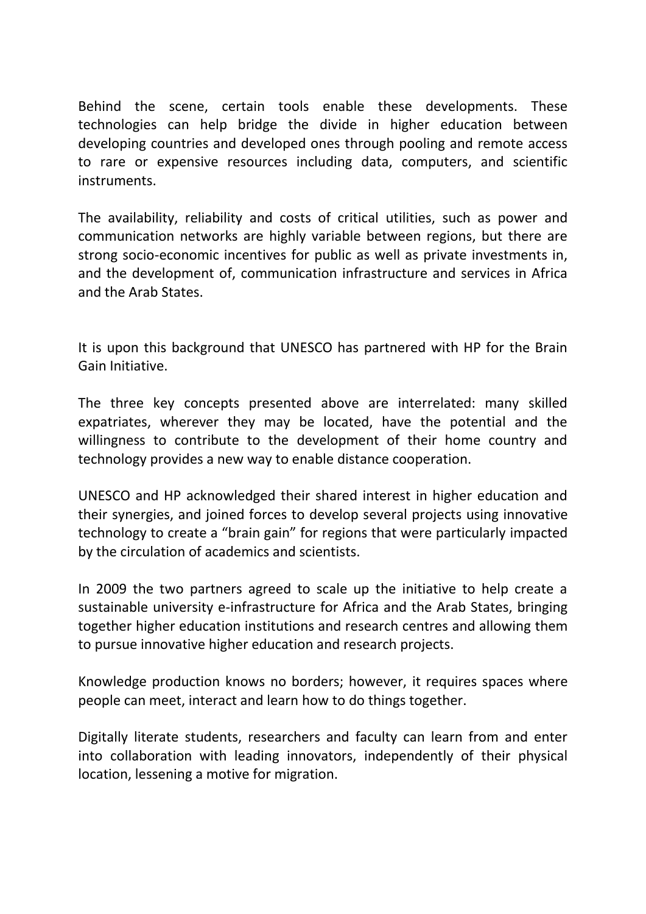Behind the scene, certain tools enable these developments. These technologies can help bridge the divide in higher education between developing countries and developed ones through pooling and remote access to rare or expensive resources including data, computers, and scientific instruments.

The availability, reliability and costs of critical utilities, such as power and communication networks are highly variable between regions, but there are strong socio-economic incentives for public as well as private investments in, and the development of, communication infrastructure and services in Africa and the Arab States.

It is upon this background that UNESCO has partnered with HP for the Brain Gain Initiative.

The three key concepts presented above are interrelated: many skilled expatriates, wherever they may be located, have the potential and the willingness to contribute to the development of their home country and technology provides a new way to enable distance cooperation.

UNESCO and HP acknowledged their shared interest in higher education and their synergies, and joined forces to develop several projects using innovative technology to create a "brain gain" for regions that were particularly impacted by the circulation of academics and scientists.

In 2009 the two partners agreed to scale up the initiative to help create a sustainable university e-infrastructure for Africa and the Arab States, bringing together higher education institutions and research centres and allowing them to pursue innovative higher education and research projects.

Knowledge production knows no borders; however, it requires spaces where people can meet, interact and learn how to do things together.

Digitally literate students, researchers and faculty can learn from and enter into collaboration with leading innovators, independently of their physical location, lessening a motive for migration.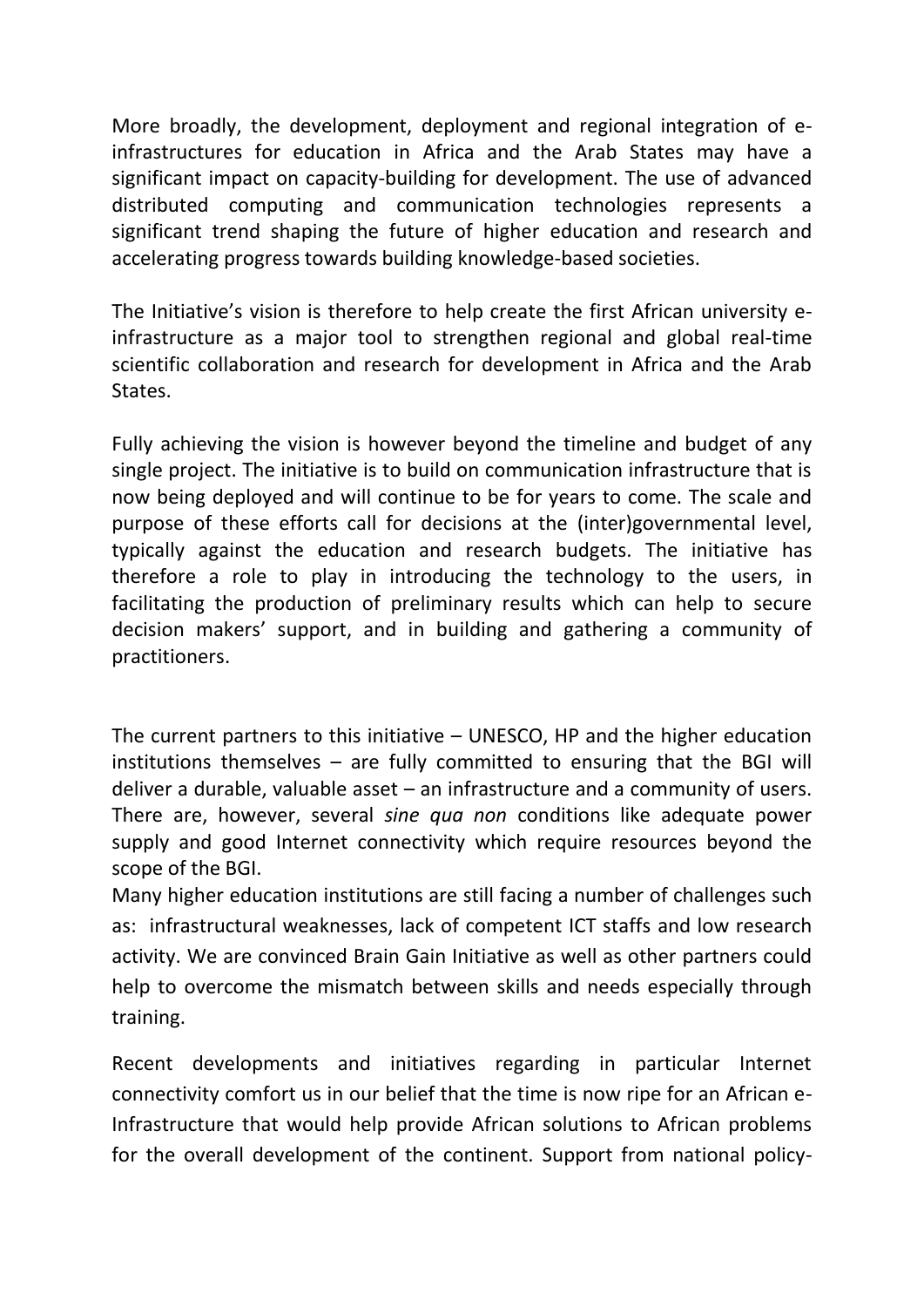More broadly, the development, deployment and regional integration of e-infrastructures for education in Africa and the Arab States may have a significant impact on capacity-building for development. The use of advanced distributed computing and communication technologies represents a significant trend shaping the future of higher education and research and accelerating progress towards building knowledge-based societies.

The Initiative's vision is therefore to help create the first African university e-infrastructure as a major tool to strengthen regional and global real-time scientific collaboration and research for development in Africa and the Arab States.

Fully achieving the vision is however beyond the timeline and budget of any single project. The initiative is to build on communication infrastructure that is now being deployed and will continue to be for years to come. The scale and purpose of these efforts call for decisions at the (inter)governmental level, typically against the education and research budgets. The initiative has therefore a role to play in introducing the technology to the users, in facilitating the production of preliminary results which can help to secure decision makers' support, and in building and gathering a community of practitioners.

The current partners to this initiative – UNESCO, HP and the higher education institutions themselves – are fully committed to ensuring that the BGI will deliver a durable, valuable asset – an infrastructure and a community of users. There are, however, several *sine qua non* conditions like adequate power supply and good Internet connectivity which require resources beyond the scope of the BGI.

Many higher education institutions are still facing a number of challenges such as: infrastructural weaknesses, lack of competent ICT staffs and low research activity. We are convinced Brain Gain Initiative as well as other partners could help to overcome the mismatch between skills and needs especially through training.

Recent developments and initiatives regarding in particular Internet connectivity comfort us in our belief that the time is now ripe for an African e-Infrastructure that would help provide African solutions to African problems for the overall development of the continent. Support from national policy-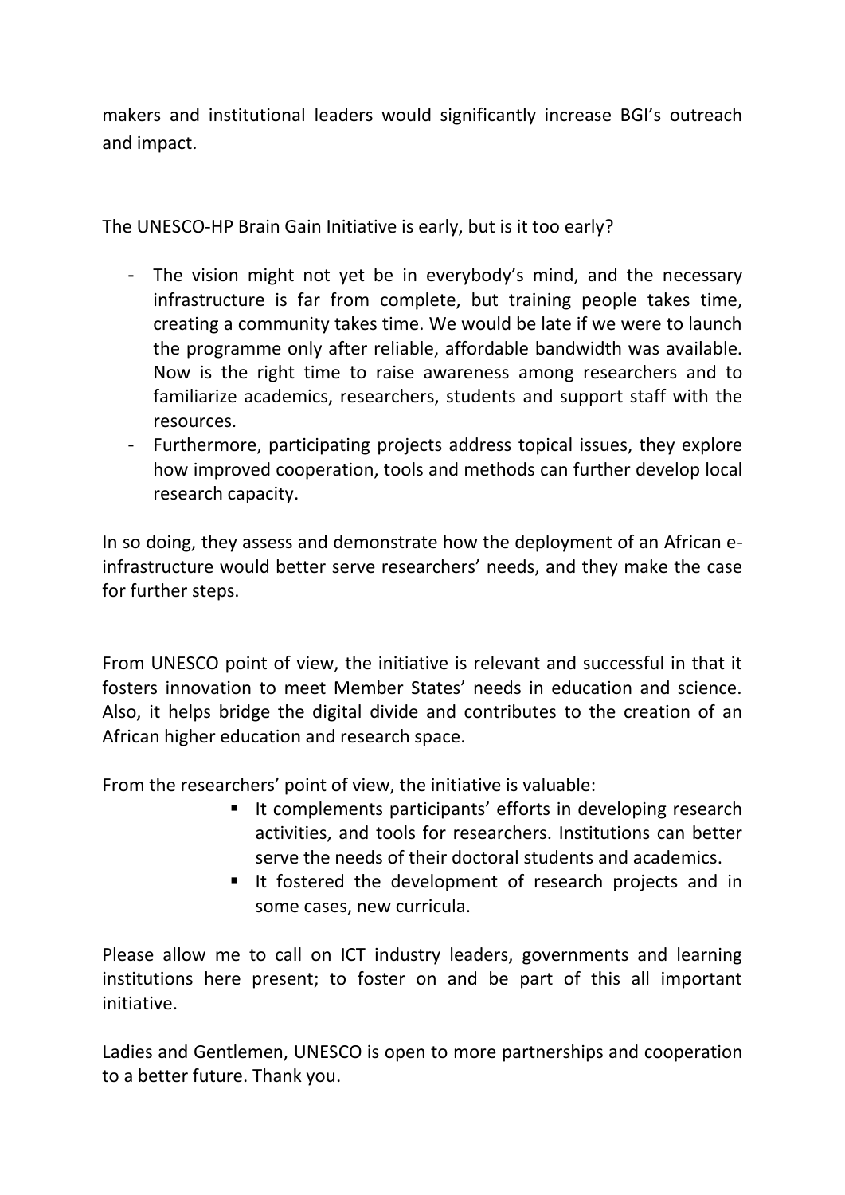makers and institutional leaders would significantly increase BGI's outreach and impact.

The UNESCO-HP Brain Gain Initiative is early, but is it too early?

- The vision might not yet be in everybody's mind, and the necessary infrastructure is far from complete, but training people takes time, creating a community takes time. We would be late if we were to launch the programme only after reliable, affordable bandwidth was available. Now is the right time to raise awareness among researchers and to familiarize academics, researchers, students and support staff with the resources.
- Furthermore, participating projects address topical issues, they explore how improved cooperation, tools and methods can further develop local research capacity.

In so doing, they assess and demonstrate how the deployment of an African e-infrastructure would better serve researchers' needs, and they make the case for further steps.

From UNESCO point of view, the initiative is relevant and successful in that it fosters innovation to meet Member States' needs in education and science. Also, it helps bridge the digital divide and contributes to the creation of an African higher education and research space.

From the researchers' point of view, the initiative is valuable:

- It complements participants' efforts in developing research activities, and tools for researchers. Institutions can better serve the needs of their doctoral students and academics.
- It fostered the development of research projects and in some cases, new curricula.

Please allow me to call on ICT industry leaders, governments and learning institutions here present; to foster on and be part of this all important initiative.

Ladies and Gentlemen, UNESCO is open to more partnerships and cooperation to a better future. Thank you.